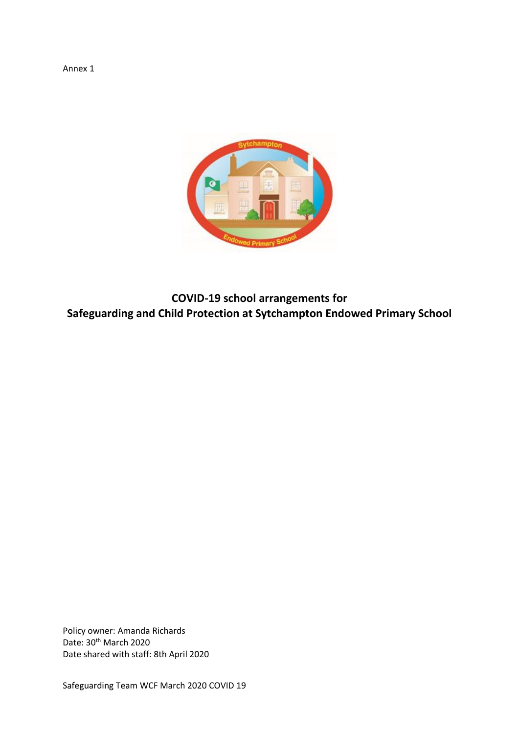Annex 1

# COVID-19 school arrangements for Safeguarding and Child Protection at Sytchampton Endowed Primary School

Policy owner: Amanda Richards
Date: 30th March 2020
Date shared with staff: 8th April 2020

Safeguarding Team WCF March 2020 COVID 19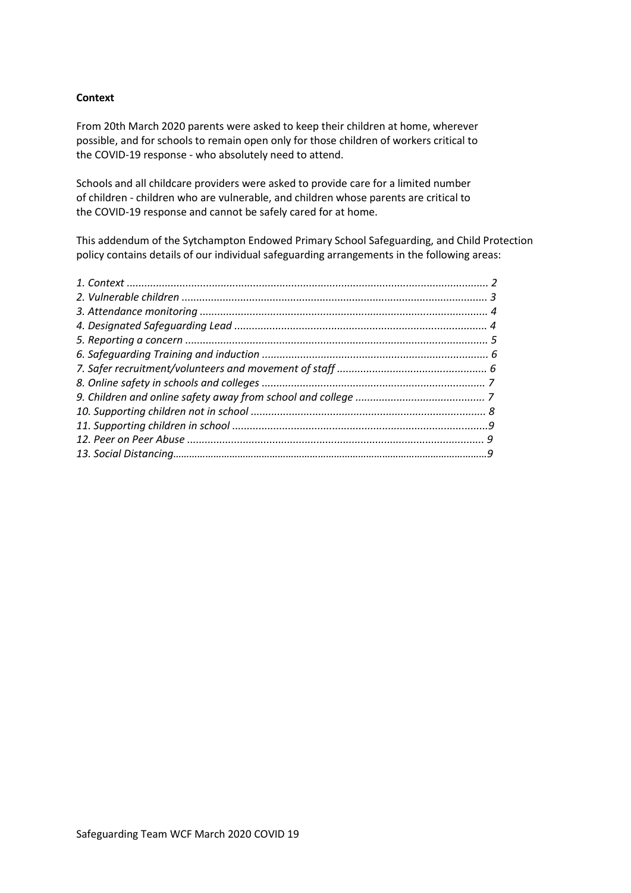**Context**

From 20th March 2020 parents were asked to keep their children at home, wherever possible, and for schools to remain open only for those children of workers critical to the COVID-19 response - who absolutely need to attend.

Schools and all childcare providers were asked to provide care for a limited number of children - children who are vulnerable, and children whose parents are critical to the COVID-19 response and cannot be safely cared for at home.

This addendum of the Sytchampton Endowed Primary School Safeguarding, and Child Protection policy contains details of our individual safeguarding arrangements in the following areas:

*1. Context ........................................................................................................................ 2*
*2. Vulnerable children ...................................................................................................... 3*
*3. Attendance monitoring ................................................................................................ 4*
*4. Designated Safeguarding Lead .................................................................................... 4*
*5. Reporting a concern ..................................................................................................... 5*
*6. Safeguarding Training and induction ............................................................................ 6*
*7. Safer recruitment/volunteers and movement of staff .................................................. 6*
*8. Online safety in schools and colleges .......................................................................... 7*
*9. Children and online safety away from school and college ........................................... 7*
*10. Supporting children not in school ............................................................................... 8*
*11. Supporting children in school .....................................................................................9*
*12. Peer on Peer Abuse .................................................................................................... 9*
*13. Social Distancing.........................................................................................................9*

Safeguarding Team WCF March 2020 COVID 19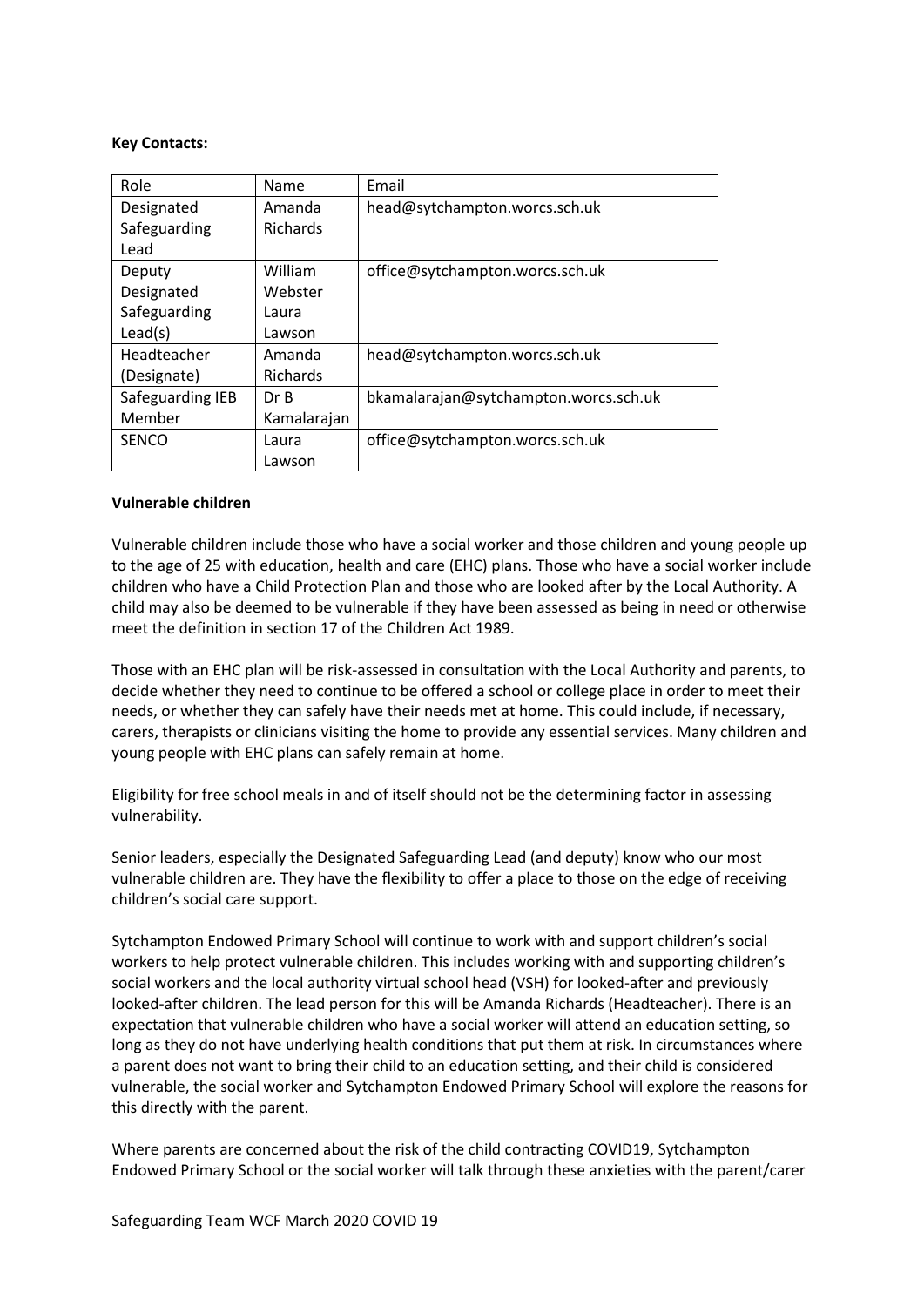**Key Contacts:**

| Role | Name | Email |
| --- | --- | --- |
| Designated Safeguarding Lead | Amanda Richards | head@sytchampton.worcs.sch.uk |
| Deputy Designated Safeguarding Lead(s) | William Webster Laura Lawson | office@sytchampton.worcs.sch.uk |
| Headteacher (Designate) | Amanda Richards | head@sytchampton.worcs.sch.uk |
| Safeguarding IEB Member | Dr B Kamalarajan | bkamalarajan@sytchampton.worcs.sch.uk |
| SENCO | Laura Lawson | office@sytchampton.worcs.sch.uk |

**Vulnerable children**

Vulnerable children include those who have a social worker and those children and young people up to the age of 25 with education, health and care (EHC) plans. Those who have a social worker include children who have a Child Protection Plan and those who are looked after by the Local Authority. A child may also be deemed to be vulnerable if they have been assessed as being in need or otherwise meet the definition in section 17 of the Children Act 1989.

Those with an EHC plan will be risk-assessed in consultation with the Local Authority and parents, to decide whether they need to continue to be offered a school or college place in order to meet their needs, or whether they can safely have their needs met at home. This could include, if necessary, carers, therapists or clinicians visiting the home to provide any essential services. Many children and young people with EHC plans can safely remain at home.

Eligibility for free school meals in and of itself should not be the determining factor in assessing vulnerability.

Senior leaders, especially the Designated Safeguarding Lead (and deputy) know who our most vulnerable children are. They have the flexibility to offer a place to those on the edge of receiving children's social care support.

Sytchampton Endowed Primary School will continue to work with and support children's social workers to help protect vulnerable children. This includes working with and supporting children's social workers and the local authority virtual school head (VSH) for looked-after and previously looked-after children. The lead person for this will be Amanda Richards (Headteacher). There is an expectation that vulnerable children who have a social worker will attend an education setting, so long as they do not have underlying health conditions that put them at risk. In circumstances where a parent does not want to bring their child to an education setting, and their child is considered vulnerable, the social worker and Sytchampton Endowed Primary School will explore the reasons for this directly with the parent.

Where parents are concerned about the risk of the child contracting COVID19, Sytchampton Endowed Primary School or the social worker will talk through these anxieties with the parent/carer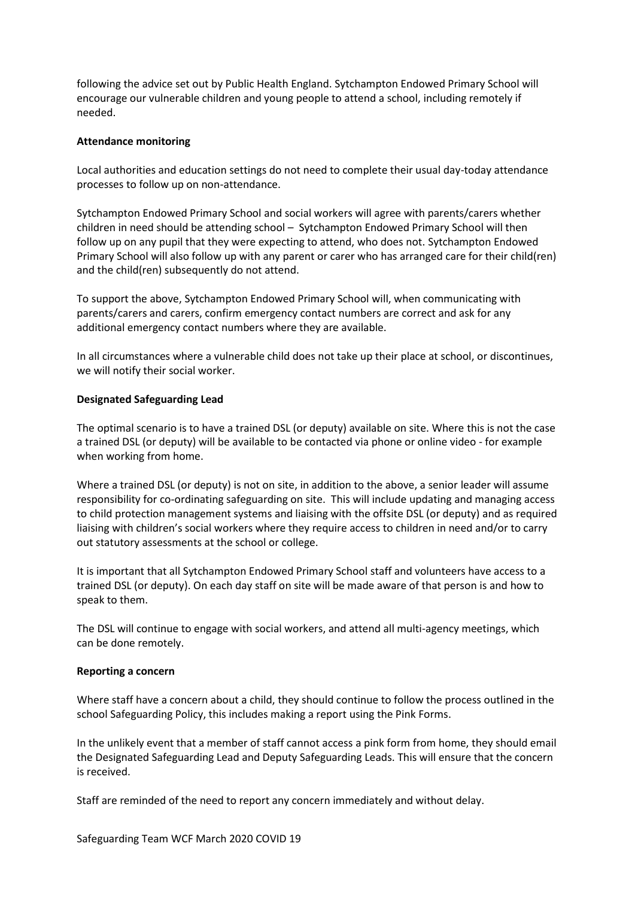following the advice set out by Public Health England. Sytchampton Endowed Primary School will encourage our vulnerable children and young people to attend a school, including remotely if needed.

**Attendance monitoring**

Local authorities and education settings do not need to complete their usual day-today attendance processes to follow up on non-attendance.

Sytchampton Endowed Primary School and social workers will agree with parents/carers whether children in need should be attending school – Sytchampton Endowed Primary School will then follow up on any pupil that they were expecting to attend, who does not. Sytchampton Endowed Primary School will also follow up with any parent or carer who has arranged care for their child(ren) and the child(ren) subsequently do not attend.

To support the above, Sytchampton Endowed Primary School will, when communicating with parents/carers and carers, confirm emergency contact numbers are correct and ask for any additional emergency contact numbers where they are available.

In all circumstances where a vulnerable child does not take up their place at school, or discontinues, we will notify their social worker.

**Designated Safeguarding Lead**

The optimal scenario is to have a trained DSL (or deputy) available on site. Where this is not the case a trained DSL (or deputy) will be available to be contacted via phone or online video - for example when working from home.

Where a trained DSL (or deputy) is not on site, in addition to the above, a senior leader will assume responsibility for co-ordinating safeguarding on site. This will include updating and managing access to child protection management systems and liaising with the offsite DSL (or deputy) and as required liaising with children's social workers where they require access to children in need and/or to carry out statutory assessments at the school or college.

It is important that all Sytchampton Endowed Primary School staff and volunteers have access to a trained DSL (or deputy). On each day staff on site will be made aware of that person is and how to speak to them.

The DSL will continue to engage with social workers, and attend all multi-agency meetings, which can be done remotely.

**Reporting a concern**

Where staff have a concern about a child, they should continue to follow the process outlined in the school Safeguarding Policy, this includes making a report using the Pink Forms.

In the unlikely event that a member of staff cannot access a pink form from home, they should email the Designated Safeguarding Lead and Deputy Safeguarding Leads. This will ensure that the concern is received.

Staff are reminded of the need to report any concern immediately and without delay.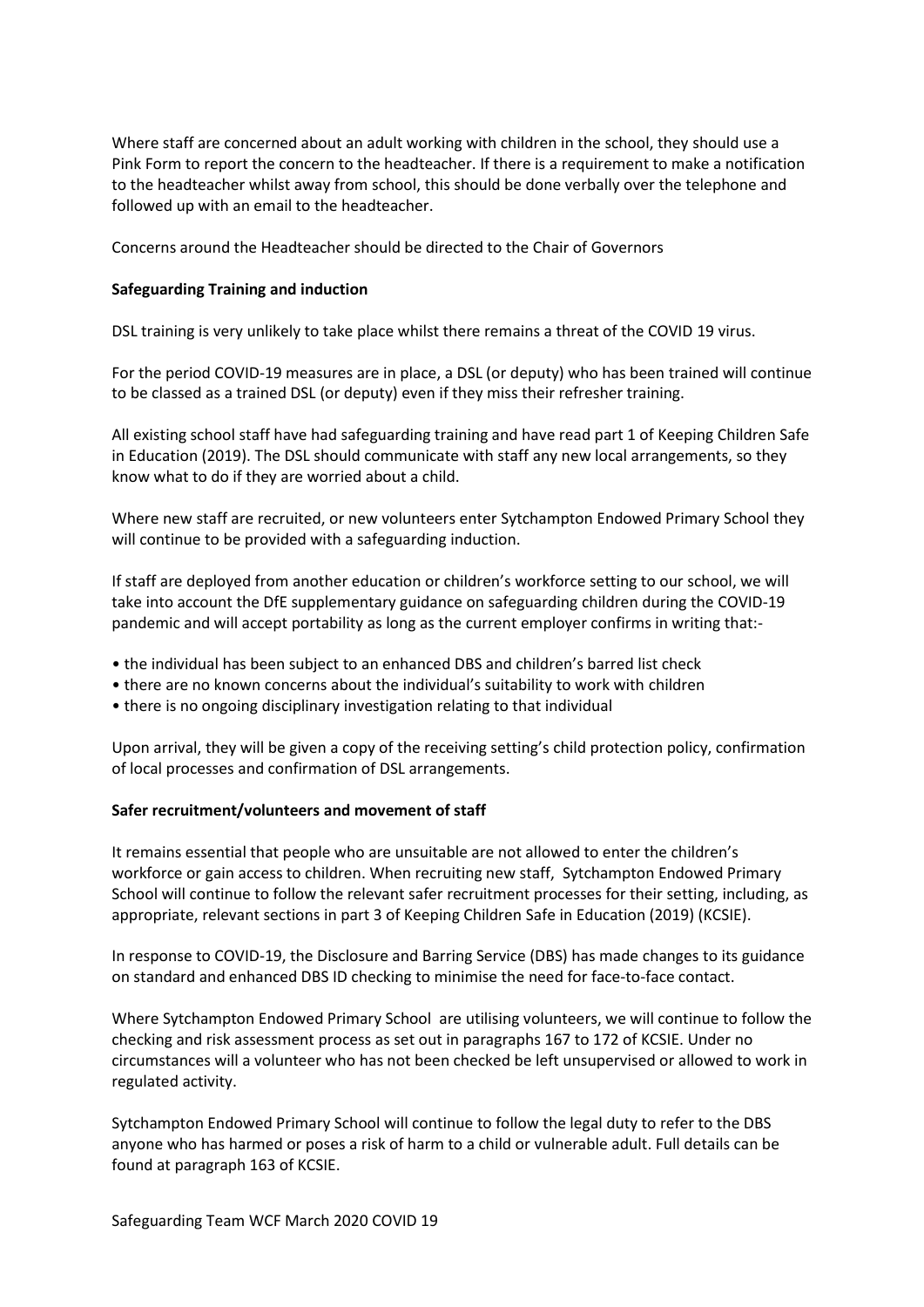Where staff are concerned about an adult working with children in the school, they should use a Pink Form to report the concern to the headteacher. If there is a requirement to make a notification to the headteacher whilst away from school, this should be done verbally over the telephone and followed up with an email to the headteacher.

Concerns around the Headteacher should be directed to the Chair of Governors

**Safeguarding Training and induction**

DSL training is very unlikely to take place whilst there remains a threat of the COVID 19 virus.

For the period COVID-19 measures are in place, a DSL (or deputy) who has been trained will continue to be classed as a trained DSL (or deputy) even if they miss their refresher training.

All existing school staff have had safeguarding training and have read part 1 of Keeping Children Safe in Education (2019). The DSL should communicate with staff any new local arrangements, so they know what to do if they are worried about a child.

Where new staff are recruited, or new volunteers enter Sytchampton Endowed Primary School they will continue to be provided with a safeguarding induction.

If staff are deployed from another education or children's workforce setting to our school, we will take into account the DfE supplementary guidance on safeguarding children during the COVID-19 pandemic and will accept portability as long as the current employer confirms in writing that:-

- the individual has been subject to an enhanced DBS and children's barred list check
- there are no known concerns about the individual's suitability to work with children
- there is no ongoing disciplinary investigation relating to that individual

Upon arrival, they will be given a copy of the receiving setting's child protection policy, confirmation of local processes and confirmation of DSL arrangements.

**Safer recruitment/volunteers and movement of staff**

It remains essential that people who are unsuitable are not allowed to enter the children's workforce or gain access to children. When recruiting new staff, Sytchampton Endowed Primary School will continue to follow the relevant safer recruitment processes for their setting, including, as appropriate, relevant sections in part 3 of Keeping Children Safe in Education (2019) (KCSIE).

In response to COVID-19, the Disclosure and Barring Service (DBS) has made changes to its guidance on standard and enhanced DBS ID checking to minimise the need for face-to-face contact.

Where Sytchampton Endowed Primary School are utilising volunteers, we will continue to follow the checking and risk assessment process as set out in paragraphs 167 to 172 of KCSIE. Under no circumstances will a volunteer who has not been checked be left unsupervised or allowed to work in regulated activity.

Sytchampton Endowed Primary School will continue to follow the legal duty to refer to the DBS anyone who has harmed or poses a risk of harm to a child or vulnerable adult. Full details can be found at paragraph 163 of KCSIE.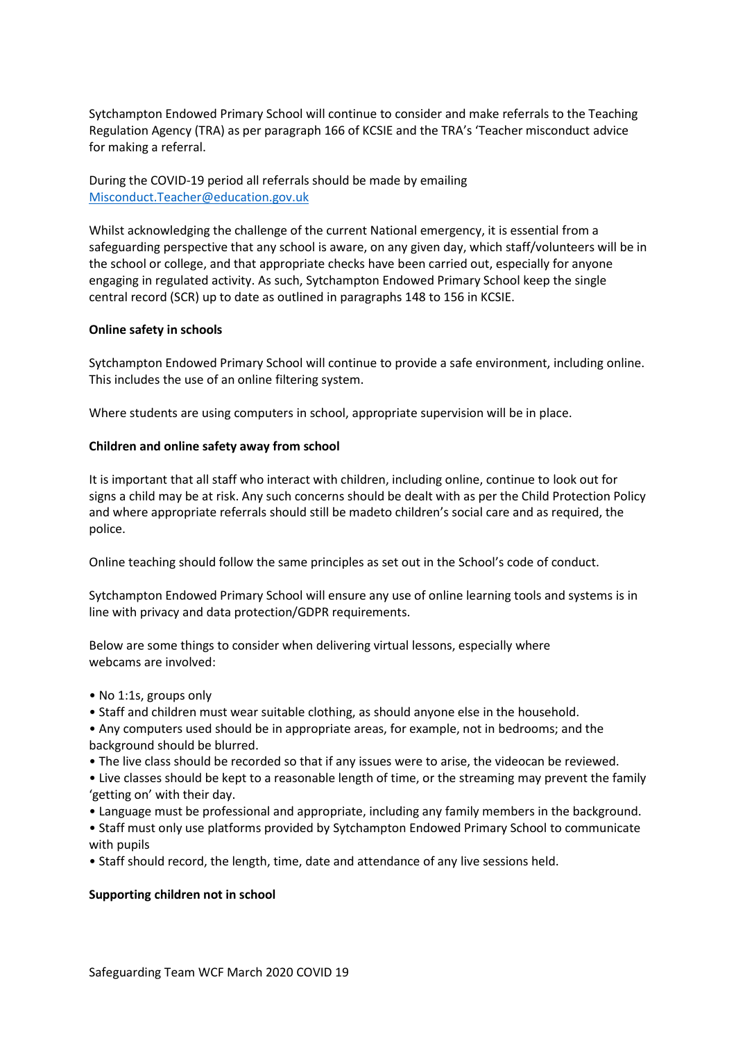Sytchampton Endowed Primary School will continue to consider and make referrals to the Teaching Regulation Agency (TRA) as per paragraph 166 of KCSIE and the TRA's 'Teacher misconduct advice for making a referral.

During the COVID-19 period all referrals should be made by emailing [Misconduct.Teacher@education.gov.uk](mailto:Misconduct.Teacher@education.gov.uk)

Whilst acknowledging the challenge of the current National emergency, it is essential from a safeguarding perspective that any school is aware, on any given day, which staff/volunteers will be in the school or college, and that appropriate checks have been carried out, especially for anyone engaging in regulated activity. As such, Sytchampton Endowed Primary School keep the single central record (SCR) up to date as outlined in paragraphs 148 to 156 in KCSIE.

**Online safety in schools**

Sytchampton Endowed Primary School will continue to provide a safe environment, including online. This includes the use of an online filtering system.

Where students are using computers in school, appropriate supervision will be in place.

**Children and online safety away from school**

It is important that all staff who interact with children, including online, continue to look out for signs a child may be at risk. Any such concerns should be dealt with as per the Child Protection Policy and where appropriate referrals should still be madeto children's social care and as required, the police.

Online teaching should follow the same principles as set out in the School's code of conduct.

Sytchampton Endowed Primary School will ensure any use of online learning tools and systems is in line with privacy and data protection/GDPR requirements.

Below are some things to consider when delivering virtual lessons, especially where webcams are involved:

- No 1:1s, groups only
- Staff and children must wear suitable clothing, as should anyone else in the household.
- Any computers used should be in appropriate areas, for example, not in bedrooms; and the background should be blurred.
- The live class should be recorded so that if any issues were to arise, the videocan be reviewed.
- Live classes should be kept to a reasonable length of time, or the streaming may prevent the family 'getting on' with their day.
- Language must be professional and appropriate, including any family members in the background.
- Staff must only use platforms provided by Sytchampton Endowed Primary School to communicate with pupils
- Staff should record, the length, time, date and attendance of any live sessions held.

**Supporting children not in school**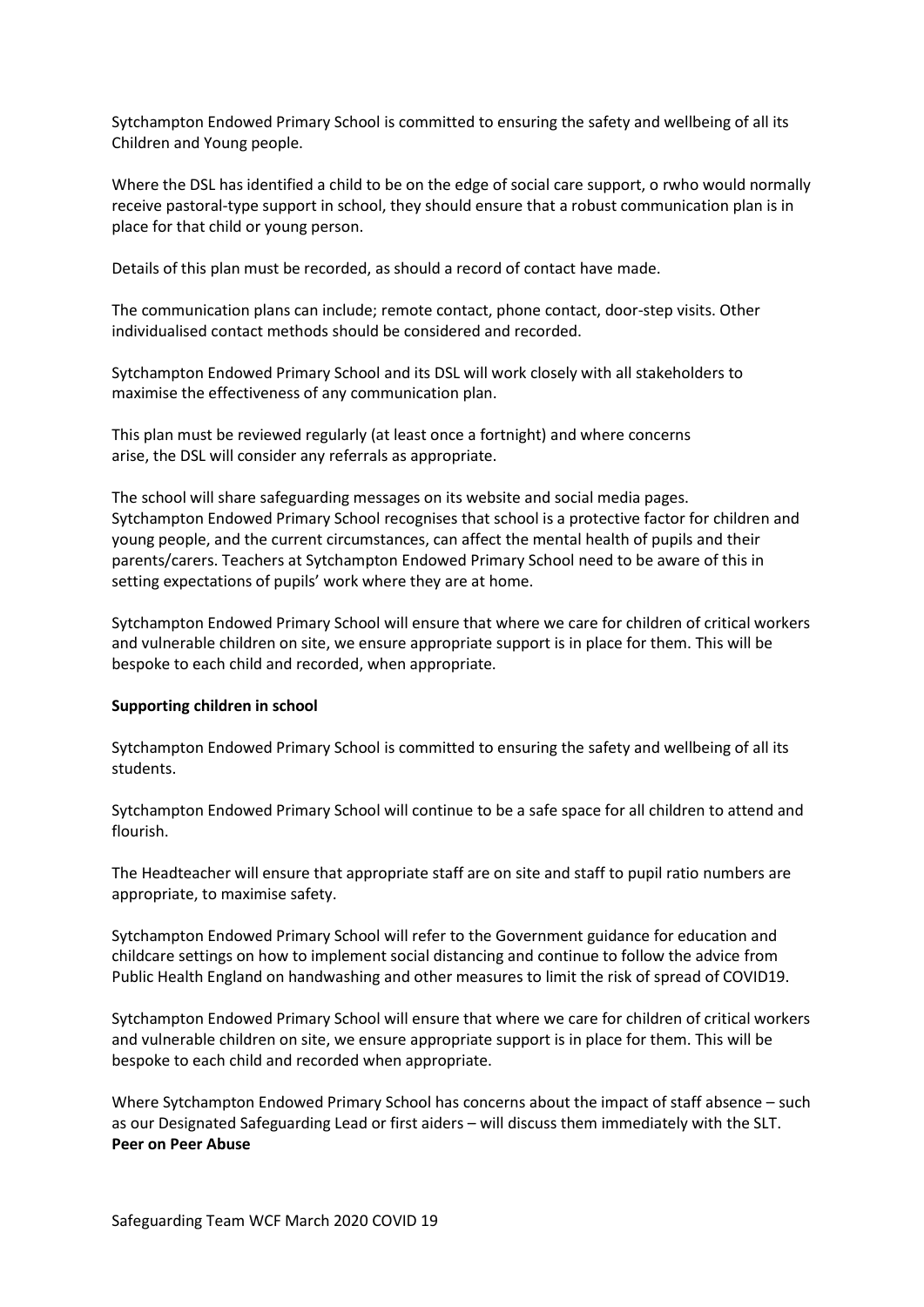Sytchampton Endowed Primary School is committed to ensuring the safety and wellbeing of all its Children and Young people.

Where the DSL has identified a child to be on the edge of social care support, o rwho would normally receive pastoral-type support in school, they should ensure that a robust communication plan is in place for that child or young person.

Details of this plan must be recorded, as should a record of contact have made.

The communication plans can include; remote contact, phone contact, door-step visits. Other individualised contact methods should be considered and recorded.

Sytchampton Endowed Primary School and its DSL will work closely with all stakeholders to maximise the effectiveness of any communication plan.

This plan must be reviewed regularly (at least once a fortnight) and where concerns arise, the DSL will consider any referrals as appropriate.

The school will share safeguarding messages on its website and social media pages. Sytchampton Endowed Primary School recognises that school is a protective factor for children and young people, and the current circumstances, can affect the mental health of pupils and their parents/carers. Teachers at Sytchampton Endowed Primary School need to be aware of this in setting expectations of pupils' work where they are at home.

Sytchampton Endowed Primary School will ensure that where we care for children of critical workers and vulnerable children on site, we ensure appropriate support is in place for them. This will be bespoke to each child and recorded, when appropriate.

**Supporting children in school**

Sytchampton Endowed Primary School is committed to ensuring the safety and wellbeing of all its students.

Sytchampton Endowed Primary School will continue to be a safe space for all children to attend and flourish.

The Headteacher will ensure that appropriate staff are on site and staff to pupil ratio numbers are appropriate, to maximise safety.

Sytchampton Endowed Primary School will refer to the Government guidance for education and childcare settings on how to implement social distancing and continue to follow the advice from Public Health England on handwashing and other measures to limit the risk of spread of COVID19.

Sytchampton Endowed Primary School will ensure that where we care for children of critical workers and vulnerable children on site, we ensure appropriate support is in place for them. This will be bespoke to each child and recorded when appropriate.

Where Sytchampton Endowed Primary School has concerns about the impact of staff absence – such as our Designated Safeguarding Lead or first aiders – will discuss them immediately with the SLT.

**Peer on Peer Abuse**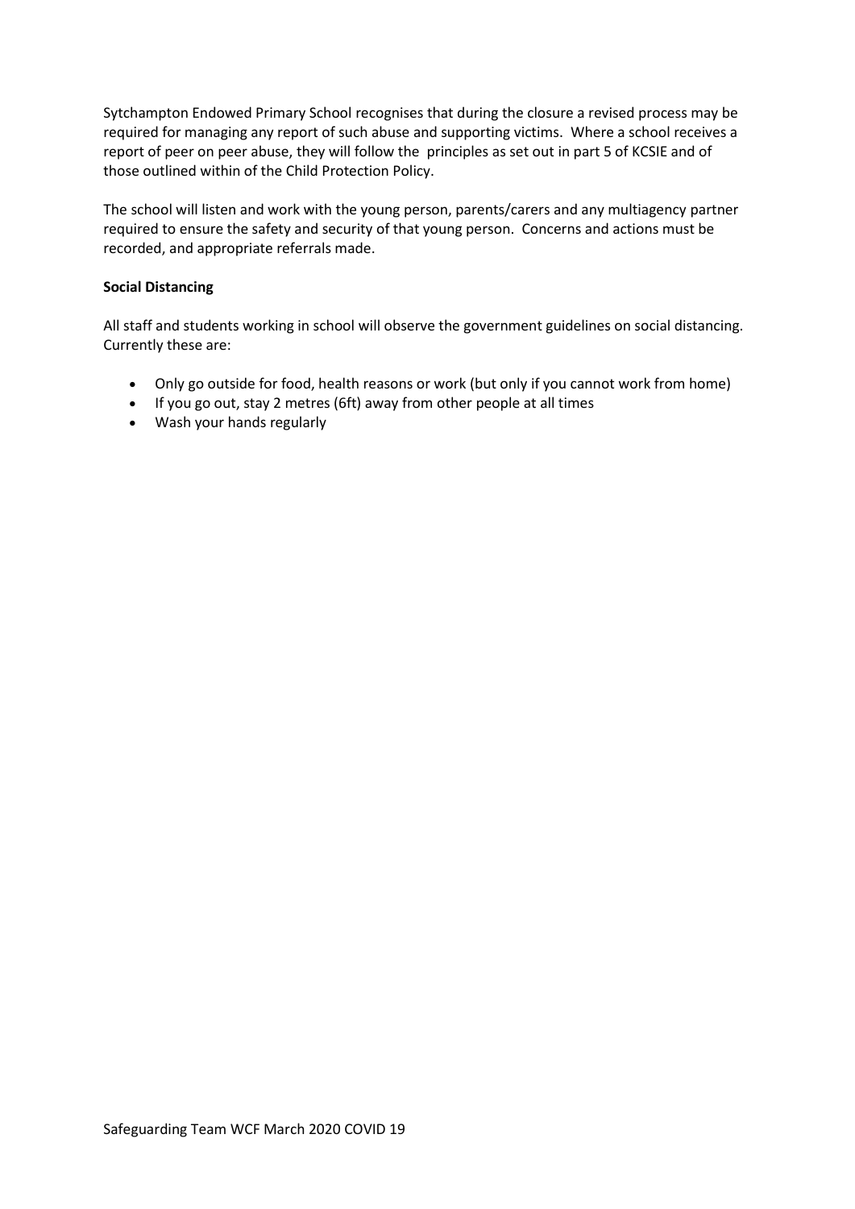Sytchampton Endowed Primary School recognises that during the closure a revised process may be required for managing any report of such abuse and supporting victims. Where a school receives a report of peer on peer abuse, they will follow the principles as set out in part 5 of KCSIE and of those outlined within of the Child Protection Policy.

The school will listen and work with the young person, parents/carers and any multiagency partner required to ensure the safety and security of that young person. Concerns and actions must be recorded, and appropriate referrals made.

**Social Distancing**

All staff and students working in school will observe the government guidelines on social distancing. Currently these are:

- Only go outside for food, health reasons or work (but only if you cannot work from home)
- If you go out, stay 2 metres (6ft) away from other people at all times
- Wash your hands regularly